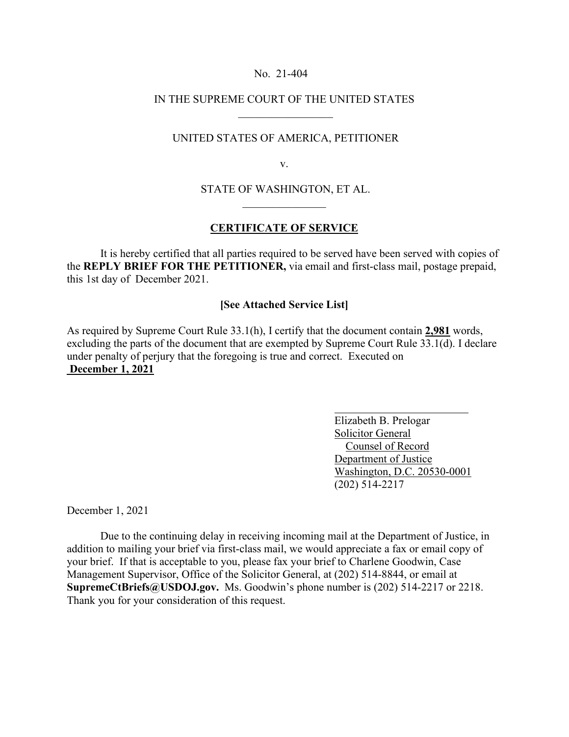No. 21-404

IN THE SUPREME COURT OF THE UNITED STATES

UNITED STATES OF AMERICA, PETITIONER

v.

STATE OF WASHINGTON, ET AL.

**CERTIFICATE OF SERVICE**

It is hereby certified that all parties required to be served have been served with copies of the **REPLY BRIEF FOR THE PETITIONER,** via email and first-class mail, postage prepaid, this 1st day of December 2021.

**[See Attached Service List]**

As required by Supreme Court Rule 33.1(h), I certify that the document contain **2,981** words, excluding the parts of the document that are exempted by Supreme Court Rule 33.1(d). I declare under penalty of perjury that the foregoing is true and correct. Executed on **December 1, 2021**

Elizabeth B. Prelogar
Solicitor General
Counsel of Record
Department of Justice
Washington, D.C. 20530-0001
(202) 514-2217

December 1, 2021

Due to the continuing delay in receiving incoming mail at the Department of Justice, in addition to mailing your brief via first-class mail, we would appreciate a fax or email copy of your brief. If that is acceptable to you, please fax your brief to Charlene Goodwin, Case Management Supervisor, Office of the Solicitor General, at (202) 514-8844, or email at **SupremeCtBriefs@USDOJ.gov.** Ms. Goodwin's phone number is (202) 514-2217 or 2218. Thank you for your consideration of this request.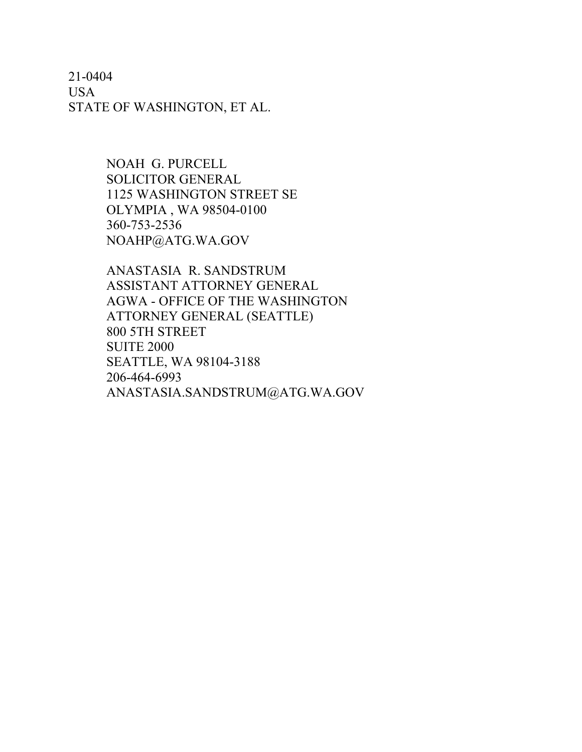21-0404
USA
STATE OF WASHINGTON, ET AL.

NOAH G. PURCELL
SOLICITOR GENERAL
1125 WASHINGTON STREET SE
OLYMPIA , WA 98504-0100
360-753-2536
NOAHP@ATG.WA.GOV

ANASTASIA R. SANDSTRUM
ASSISTANT ATTORNEY GENERAL
AGWA - OFFICE OF THE WASHINGTON
ATTORNEY GENERAL (SEATTLE)
800 5TH STREET
SUITE 2000
SEATTLE, WA 98104-3188
206-464-6993
ANASTASIA.SANDSTRUM@ATG.WA.GOV